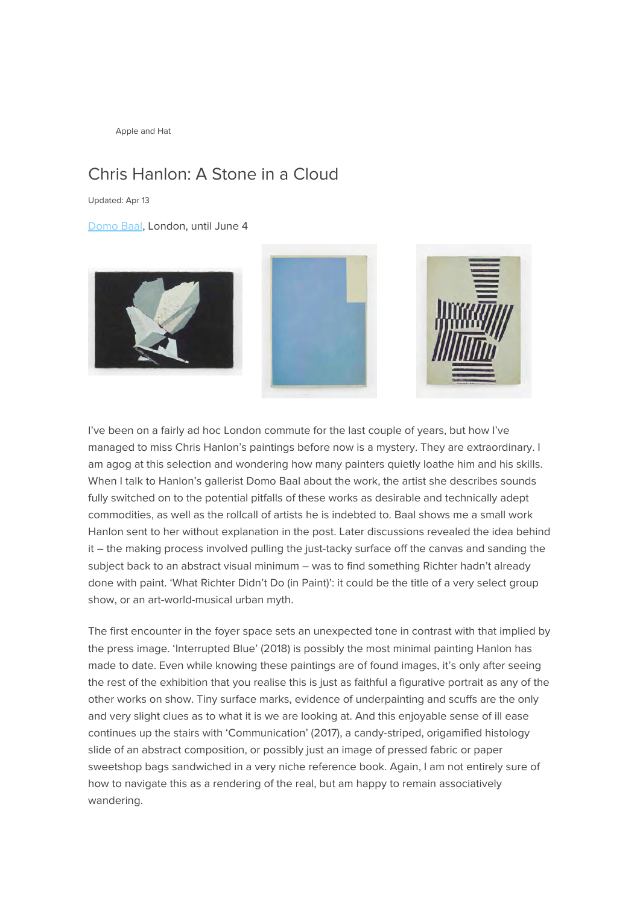Apple and Hat

# Chris Hanlon: A Stone in a Cloud

Updated: Apr 13

Domo Baal, London, until June 4

I've been on a fairly ad hoc London commute for the last couple of years, but how I've managed to miss Chris Hanlon's paintings before now is a mystery. They are extraordinary. I am agog at this selection and wondering how many painters quietly loathe him and his skills. When I talk to Hanlon's gallerist Domo Baal about the work, the artist she describes sounds fully switched on to the potential pitfalls of these works as desirable and technically adept commodities, as well as the rollcall of artists he is indebted to. Baal shows me a small work Hanlon sent to her without explanation in the post. Later discussions revealed the idea behind it – the making process involved pulling the just-tacky surface off the canvas and sanding the subject back to an abstract visual minimum – was to find something Richter hadn't already done with paint. 'What Richter Didn't Do (in Paint)': it could be the title of a very select group show, or an art-world-musical urban myth.

The first encounter in the foyer space sets an unexpected tone in contrast with that implied by the press image. 'Interrupted Blue' (2018) is possibly the most minimal painting Hanlon has made to date. Even while knowing these paintings are of found images, it's only after seeing the rest of the exhibition that you realise this is just as faithful a figurative portrait as any of the other works on show. Tiny surface marks, evidence of underpainting and scuffs are the only and very slight clues as to what it is we are looking at. And this enjoyable sense of ill ease continues up the stairs with 'Communication' (2017), a candy-striped, origamified histology slide of an abstract composition, or possibly just an image of pressed fabric or paper sweetshop bags sandwiched in a very niche reference book. Again, I am not entirely sure of how to navigate this as a rendering of the real, but am happy to remain associatively wandering.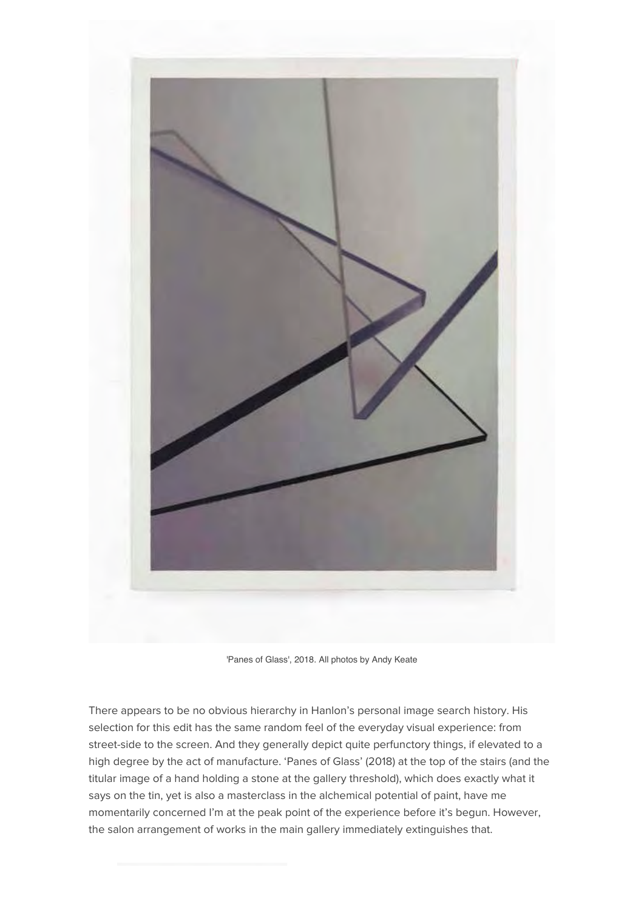'Panes of Glass', 2018. All photos by Andy Keate

There appears to be no obvious hierarchy in Hanlon's personal image search history. His selection for this edit has the same random feel of the everyday visual experience: from street-side to the screen. And they generally depict quite perfunctory things, if elevated to a high degree by the act of manufacture. 'Panes of Glass' (2018) at the top of the stairs (and the titular image of a hand holding a stone at the gallery threshold), which does exactly what it says on the tin, yet is also a masterclass in the alchemical potential of paint, have me momentarily concerned I'm at the peak point of the experience before it's begun. However, the salon arrangement of works in the main gallery immediately extinguishes that.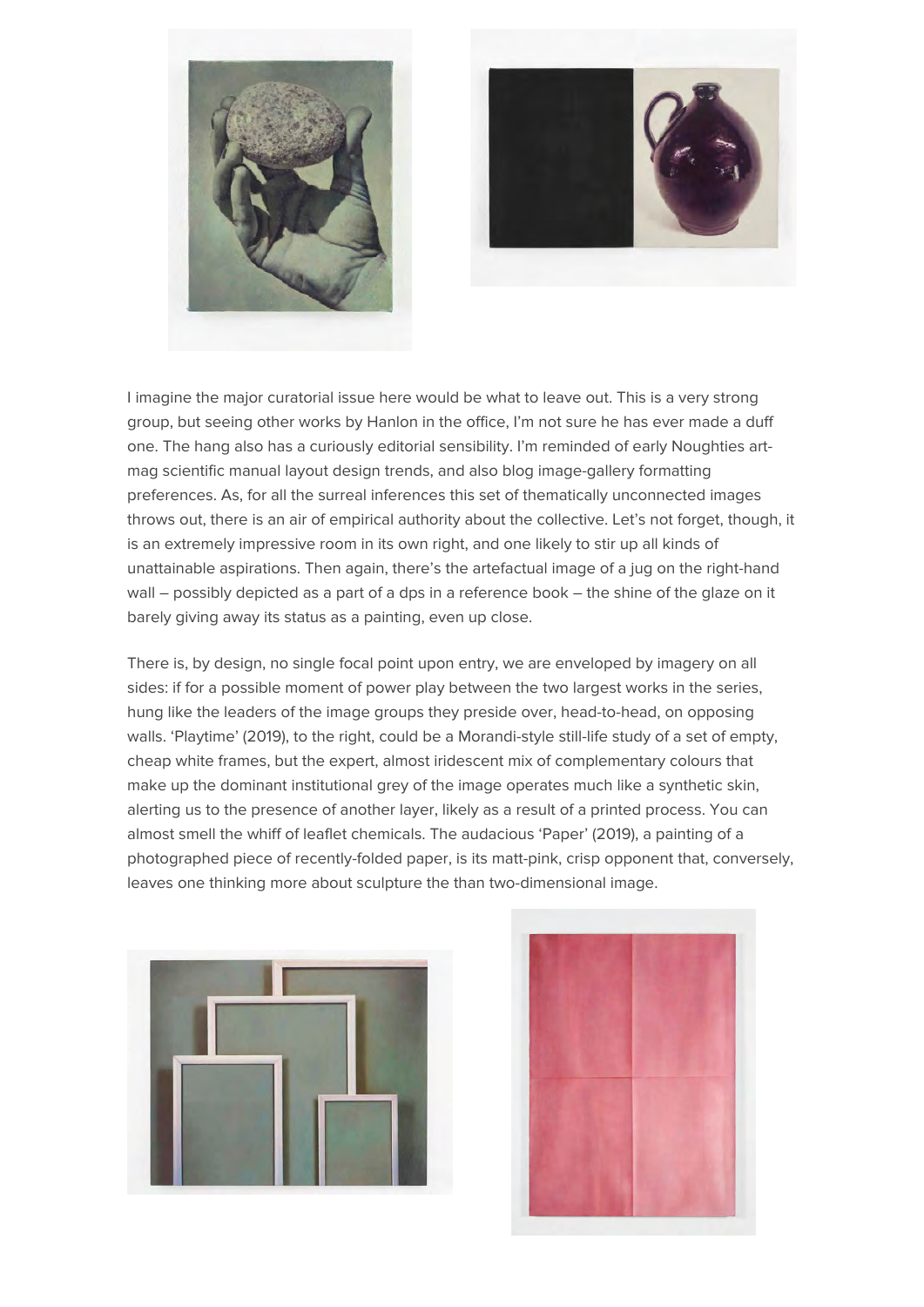I imagine the major curatorial issue here would be what to leave out. This is a very strong group, but seeing other works by Hanlon in the office, I'm not sure he has ever made a duff one. The hang also has a curiously editorial sensibility. I'm reminded of early Noughties art-mag scientific manual layout design trends, and also blog image-gallery formatting preferences. As, for all the surreal inferences this set of thematically unconnected images throws out, there is an air of empirical authority about the collective. Let's not forget, though, it is an extremely impressive room in its own right, and one likely to stir up all kinds of unattainable aspirations. Then again, there's the artefactual image of a jug on the right-hand wall – possibly depicted as a part of a dps in a reference book – the shine of the glaze on it barely giving away its status as a painting, even up close.

There is, by design, no single focal point upon entry, we are enveloped by imagery on all sides: if for a possible moment of power play between the two largest works in the series, hung like the leaders of the image groups they preside over, head-to-head, on opposing walls. 'Playtime' (2019), to the right, could be a Morandi-style still-life study of a set of empty, cheap white frames, but the expert, almost iridescent mix of complementary colours that make up the dominant institutional grey of the image operates much like a synthetic skin, alerting us to the presence of another layer, likely as a result of a printed process. You can almost smell the whiff of leaflet chemicals. The audacious 'Paper' (2019), a painting of a photographed piece of recently-folded paper, is its matt-pink, crisp opponent that, conversely, leaves one thinking more about sculpture the than two-dimensional image.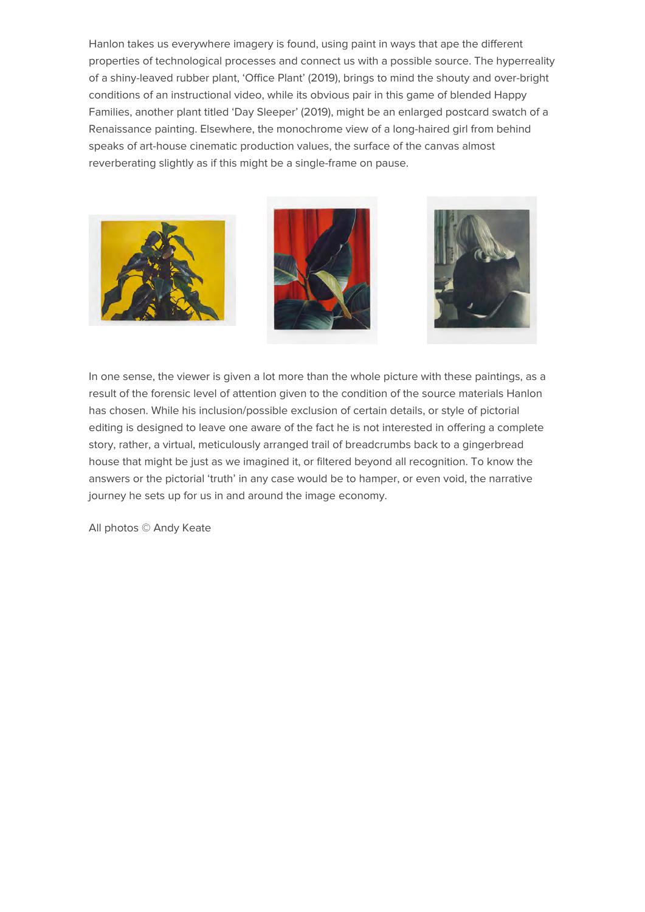Hanlon takes us everywhere imagery is found, using paint in ways that ape the different properties of technological processes and connect us with a possible source. The hyperreality of a shiny-leaved rubber plant, 'Office Plant' (2019), brings to mind the shouty and over-bright conditions of an instructional video, while its obvious pair in this game of blended Happy Families, another plant titled 'Day Sleeper' (2019), might be an enlarged postcard swatch of a Renaissance painting. Elsewhere, the monochrome view of a long-haired girl from behind speaks of art-house cinematic production values, the surface of the canvas almost reverberating slightly as if this might be a single-frame on pause.

In one sense, the viewer is given a lot more than the whole picture with these paintings, as a result of the forensic level of attention given to the condition of the source materials Hanlon has chosen. While his inclusion/possible exclusion of certain details, or style of pictorial editing is designed to leave one aware of the fact he is not interested in offering a complete story, rather, a virtual, meticulously arranged trail of breadcrumbs back to a gingerbread house that might be just as we imagined it, or filtered beyond all recognition. To know the answers or the pictorial 'truth' in any case would be to hamper, or even void, the narrative journey he sets up for us in and around the image economy.

All photos © Andy Keate